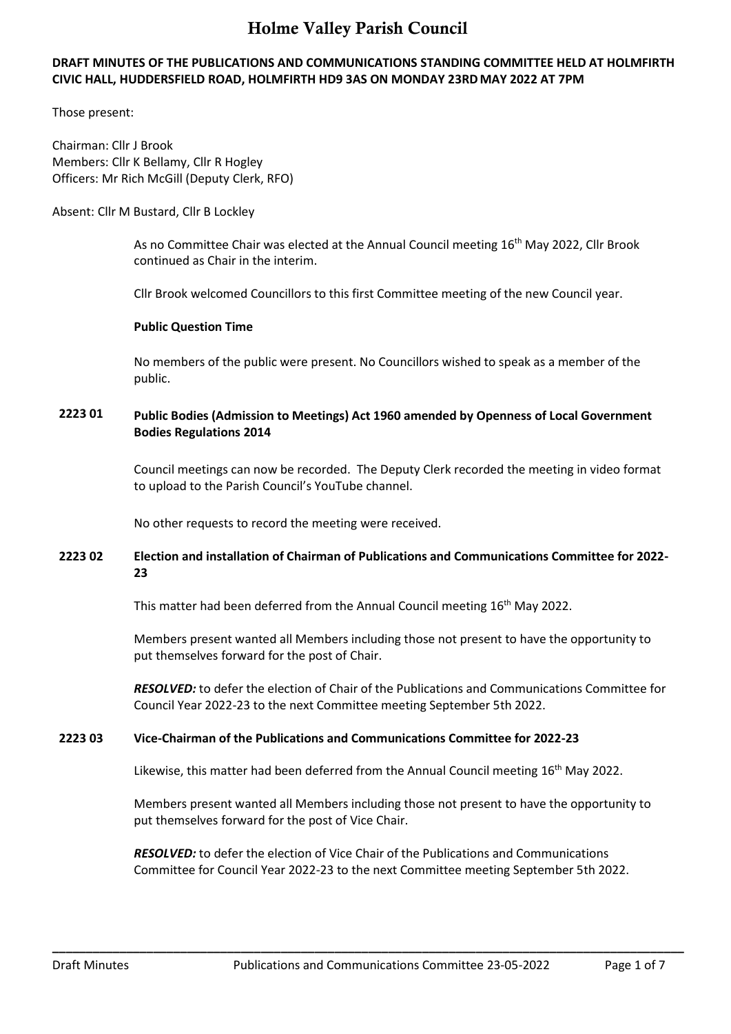# Holme Valley Parish Council

**DRAFT MINUTES OF THE PUBLICATIONS AND COMMUNICATIONS STANDING COMMITTEE HELD AT HOLMFIRTH CIVIC HALL, HUDDERSFIELD ROAD, HOLMFIRTH HD9 3AS ON MONDAY 23RD MAY 2022 AT 7PM**

Those present:

Chairman: Cllr J Brook
Members: Cllr K Bellamy, Cllr R Hogley
Officers: Mr Rich McGill (Deputy Clerk, RFO)

Absent: Cllr M Bustard, Cllr B Lockley

As no Committee Chair was elected at the Annual Council meeting 16th May 2022, Cllr Brook continued as Chair in the interim.

Cllr Brook welcomed Councillors to this first Committee meeting of the new Council year.

**Public Question Time**

No members of the public were present. No Councillors wished to speak as a member of the public.

**2223 01 Public Bodies (Admission to Meetings) Act 1960 amended by Openness of Local Government Bodies Regulations 2014**

Council meetings can now be recorded. The Deputy Clerk recorded the meeting in video format to upload to the Parish Council's YouTube channel.

No other requests to record the meeting were received.

**2223 02 Election and installation of Chairman of Publications and Communications Committee for 2022-23**

This matter had been deferred from the Annual Council meeting 16th May 2022.

Members present wanted all Members including those not present to have the opportunity to put themselves forward for the post of Chair.

***RESOLVED:*** to defer the election of Chair of the Publications and Communications Committee for Council Year 2022-23 to the next Committee meeting September 5th 2022.

**2223 03 Vice-Chairman of the Publications and Communications Committee for 2022-23**

Likewise, this matter had been deferred from the Annual Council meeting 16th May 2022.

Members present wanted all Members including those not present to have the opportunity to put themselves forward for the post of Vice Chair.

***RESOLVED:*** to defer the election of Vice Chair of the Publications and Communications Committee for Council Year 2022-23 to the next Committee meeting September 5th 2022.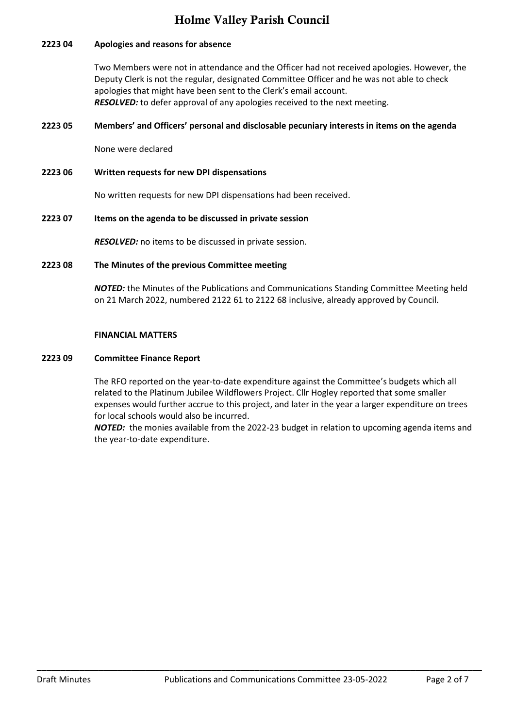**2223 04 Apologies and reasons for absence**

Two Members were not in attendance and the Officer had not received apologies. However, the Deputy Clerk is not the regular, designated Committee Officer and he was not able to check apologies that might have been sent to the Clerk's email account.
***RESOLVED:*** to defer approval of any apologies received to the next meeting.

**2223 05 Members' and Officers' personal and disclosable pecuniary interests in items on the agenda**

None were declared

**2223 06 Written requests for new DPI dispensations**

No written requests for new DPI dispensations had been received.

**2223 07 Items on the agenda to be discussed in private session**

***RESOLVED:*** no items to be discussed in private session.

**2223 08 The Minutes of the previous Committee meeting**

***NOTED:*** the Minutes of the Publications and Communications Standing Committee Meeting held on 21 March 2022, numbered 2122 61 to 2122 68 inclusive, already approved by Council.

**FINANCIAL MATTERS**

**2223 09 Committee Finance Report**

The RFO reported on the year-to-date expenditure against the Committee's budgets which all related to the Platinum Jubilee Wildflowers Project. Cllr Hogley reported that some smaller expenses would further accrue to this project, and later in the year a larger expenditure on trees for local schools would also be incurred.
***NOTED:*** the monies available from the 2022-23 budget in relation to upcoming agenda items and the year-to-date expenditure.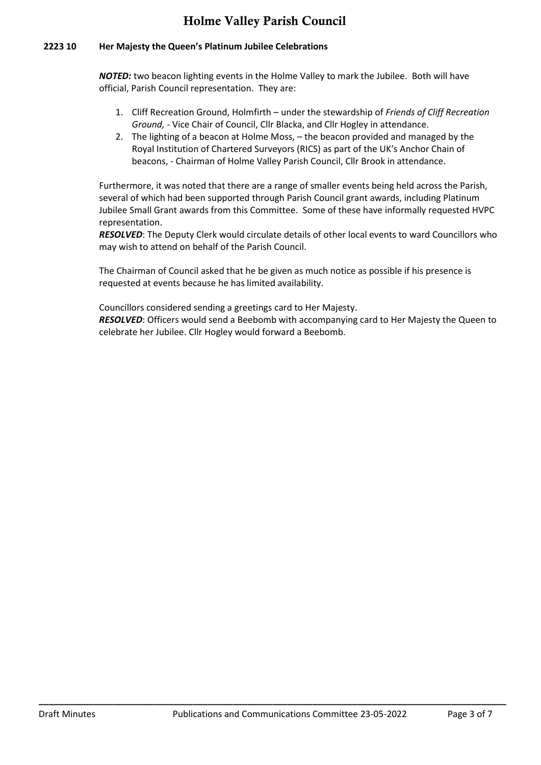### 2223 10 Her Majesty the Queen's Platinum Jubilee Celebrations

***NOTED:*** two beacon lighting events in the Holme Valley to mark the Jubilee. Both will have official, Parish Council representation. They are:

1. Cliff Recreation Ground, Holmfirth – under the stewardship of *Friends of Cliff Recreation Ground,* - Vice Chair of Council, Cllr Blacka, and Cllr Hogley in attendance.
2. The lighting of a beacon at Holme Moss, – the beacon provided and managed by the Royal Institution of Chartered Surveyors (RICS) as part of the UK's Anchor Chain of beacons, - Chairman of Holme Valley Parish Council, Cllr Brook in attendance.

Furthermore, it was noted that there are a range of smaller events being held across the Parish, several of which had been supported through Parish Council grant awards, including Platinum Jubilee Small Grant awards from this Committee. Some of these have informally requested HVPC representation.

***RESOLVED***: The Deputy Clerk would circulate details of other local events to ward Councillors who may wish to attend on behalf of the Parish Council.

The Chairman of Council asked that he be given as much notice as possible if his presence is requested at events because he has limited availability.

Councillors considered sending a greetings card to Her Majesty.

***RESOLVED***: Officers would send a Beebomb with accompanying card to Her Majesty the Queen to celebrate her Jubilee. Cllr Hogley would forward a Beebomb.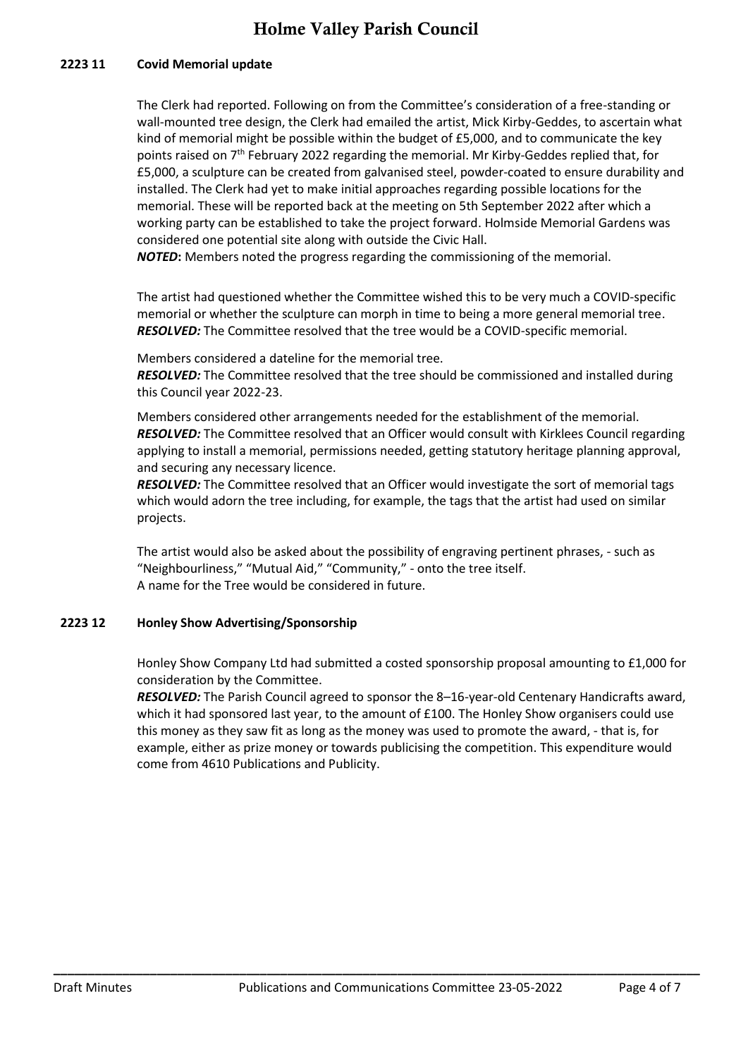### 2223 11 Covid Memorial update

The Clerk had reported. Following on from the Committee's consideration of a free-standing or wall-mounted tree design, the Clerk had emailed the artist, Mick Kirby-Geddes, to ascertain what kind of memorial might be possible within the budget of £5,000, and to communicate the key points raised on 7th February 2022 regarding the memorial. Mr Kirby-Geddes replied that, for £5,000, a sculpture can be created from galvanised steel, powder-coated to ensure durability and installed. The Clerk had yet to make initial approaches regarding possible locations for the memorial. These will be reported back at the meeting on 5th September 2022 after which a working party can be established to take the project forward. Holmside Memorial Gardens was considered one potential site along with outside the Civic Hall.

***NOTED*:** Members noted the progress regarding the commissioning of the memorial.

The artist had questioned whether the Committee wished this to be very much a COVID-specific memorial or whether the sculpture can morph in time to being a more general memorial tree.

***RESOLVED:*** The Committee resolved that the tree would be a COVID-specific memorial.

Members considered a dateline for the memorial tree.

***RESOLVED:*** The Committee resolved that the tree should be commissioned and installed during this Council year 2022-23.

Members considered other arrangements needed for the establishment of the memorial.

***RESOLVED:*** The Committee resolved that an Officer would consult with Kirklees Council regarding applying to install a memorial, permissions needed, getting statutory heritage planning approval, and securing any necessary licence.

***RESOLVED:*** The Committee resolved that an Officer would investigate the sort of memorial tags which would adorn the tree including, for example, the tags that the artist had used on similar projects.

The artist would also be asked about the possibility of engraving pertinent phrases, - such as "Neighbourliness," "Mutual Aid," "Community," - onto the tree itself.

A name for the Tree would be considered in future.

### 2223 12 Honley Show Advertising/Sponsorship

Honley Show Company Ltd had submitted a costed sponsorship proposal amounting to £1,000 for consideration by the Committee.

***RESOLVED:*** The Parish Council agreed to sponsor the 8–16-year-old Centenary Handicrafts award, which it had sponsored last year, to the amount of £100. The Honley Show organisers could use this money as they saw fit as long as the money was used to promote the award, - that is, for example, either as prize money or towards publicising the competition. This expenditure would come from 4610 Publications and Publicity.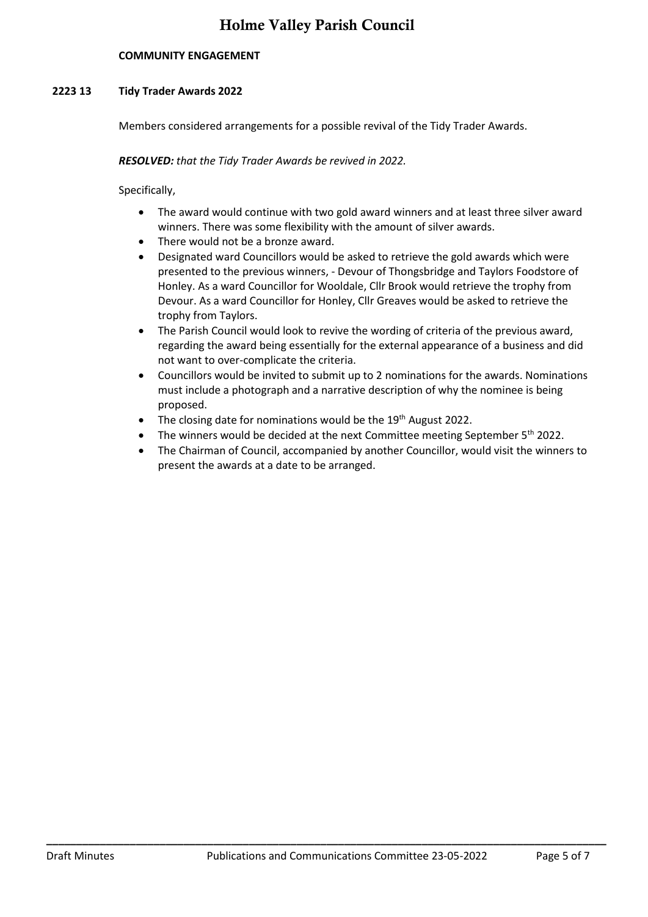**COMMUNITY ENGAGEMENT**

**2223 13 Tidy Trader Awards 2022**

Members considered arrangements for a possible revival of the Tidy Trader Awards.

***RESOLVED:*** *that the Tidy Trader Awards be revived in 2022.*

Specifically,

- The award would continue with two gold award winners and at least three silver award winners. There was some flexibility with the amount of silver awards.
- There would not be a bronze award.
- Designated ward Councillors would be asked to retrieve the gold awards which were presented to the previous winners, - Devour of Thongsbridge and Taylors Foodstore of Honley. As a ward Councillor for Wooldale, Cllr Brook would retrieve the trophy from Devour. As a ward Councillor for Honley, Cllr Greaves would be asked to retrieve the trophy from Taylors.
- The Parish Council would look to revive the wording of criteria of the previous award, regarding the award being essentially for the external appearance of a business and did not want to over-complicate the criteria.
- Councillors would be invited to submit up to 2 nominations for the awards. Nominations must include a photograph and a narrative description of why the nominee is being proposed.
- The closing date for nominations would be the 19th August 2022.
- The winners would be decided at the next Committee meeting September 5th 2022.
- The Chairman of Council, accompanied by another Councillor, would visit the winners to present the awards at a date to be arranged.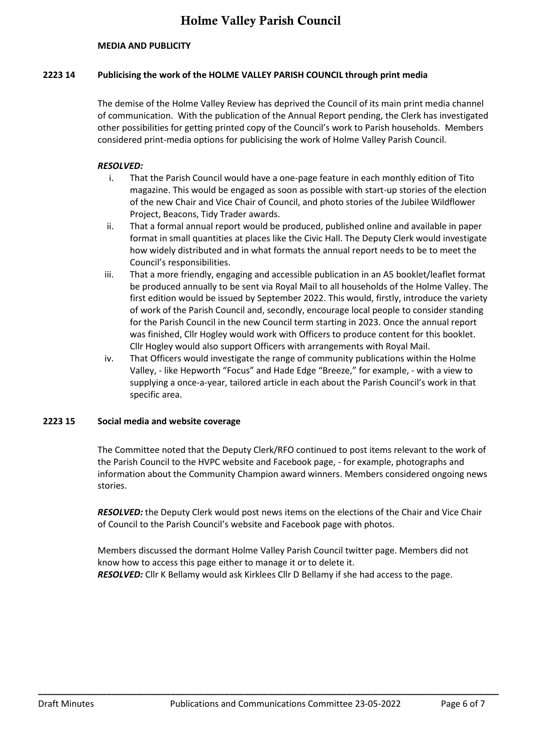**MEDIA AND PUBLICITY**

**2223 14 Publicising the work of the HOLME VALLEY PARISH COUNCIL through print media**

The demise of the Holme Valley Review has deprived the Council of its main print media channel of communication. With the publication of the Annual Report pending, the Clerk has investigated other possibilities for getting printed copy of the Council's work to Parish households. Members considered print-media options for publicising the work of Holme Valley Parish Council.

***RESOLVED:***

i. That the Parish Council would have a one-page feature in each monthly edition of Tito magazine. This would be engaged as soon as possible with start-up stories of the election of the new Chair and Vice Chair of Council, and photo stories of the Jubilee Wildflower Project, Beacons, Tidy Trader awards.

ii. That a formal annual report would be produced, published online and available in paper format in small quantities at places like the Civic Hall. The Deputy Clerk would investigate how widely distributed and in what formats the annual report needs to be to meet the Council's responsibilities.

iii. That a more friendly, engaging and accessible publication in an A5 booklet/leaflet format be produced annually to be sent via Royal Mail to all households of the Holme Valley. The first edition would be issued by September 2022. This would, firstly, introduce the variety of work of the Parish Council and, secondly, encourage local people to consider standing for the Parish Council in the new Council term starting in 2023. Once the annual report was finished, Cllr Hogley would work with Officers to produce content for this booklet. Cllr Hogley would also support Officers with arrangements with Royal Mail.

iv. That Officers would investigate the range of community publications within the Holme Valley, - like Hepworth "Focus" and Hade Edge "Breeze," for example, - with a view to supplying a once-a-year, tailored article in each about the Parish Council's work in that specific area.

**2223 15 Social media and website coverage**

The Committee noted that the Deputy Clerk/RFO continued to post items relevant to the work of the Parish Council to the HVPC website and Facebook page, - for example, photographs and information about the Community Champion award winners. Members considered ongoing news stories.

***RESOLVED:*** the Deputy Clerk would post news items on the elections of the Chair and Vice Chair of Council to the Parish Council's website and Facebook page with photos.

Members discussed the dormant Holme Valley Parish Council twitter page. Members did not know how to access this page either to manage it or to delete it.
***RESOLVED:*** Cllr K Bellamy would ask Kirklees Cllr D Bellamy if she had access to the page.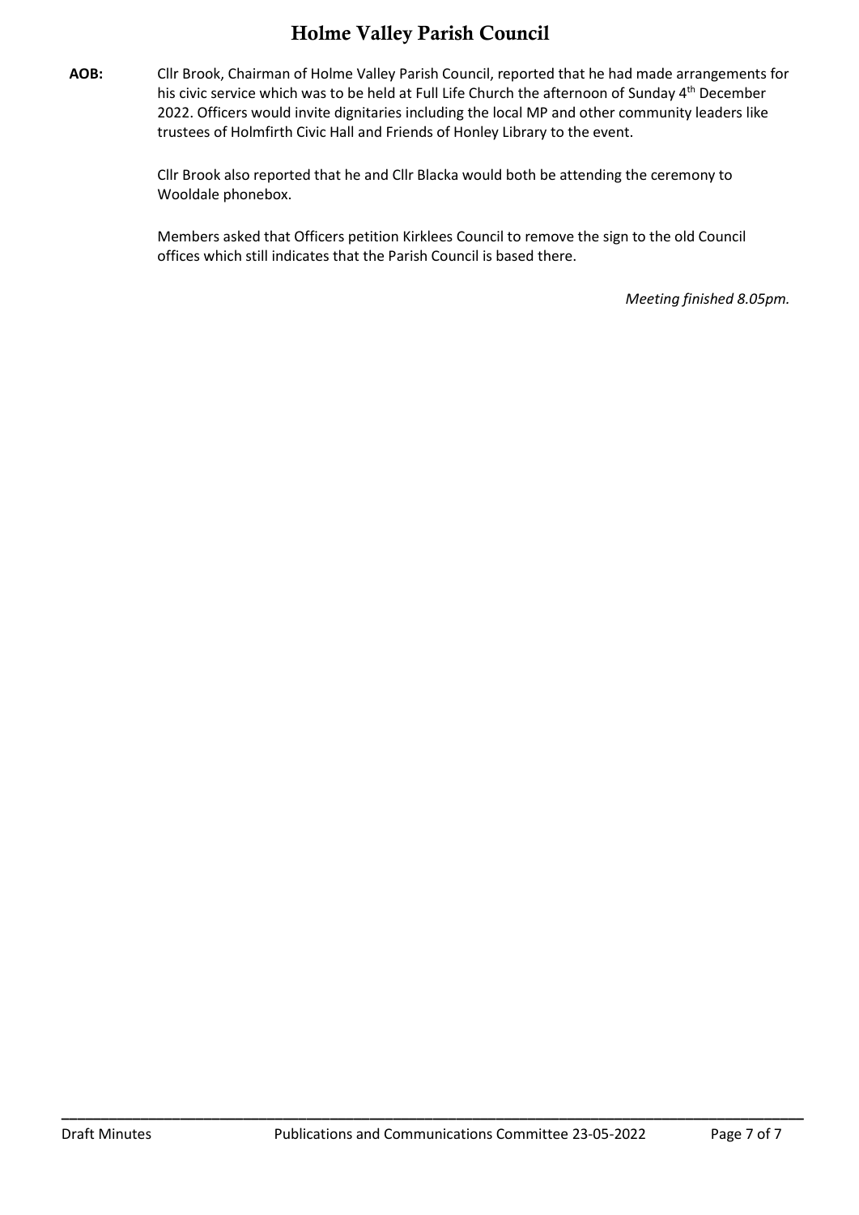**AOB:** Cllr Brook, Chairman of Holme Valley Parish Council, reported that he had made arrangements for his civic service which was to be held at Full Life Church the afternoon of Sunday 4th December 2022. Officers would invite dignitaries including the local MP and other community leaders like trustees of Holmfirth Civic Hall and Friends of Honley Library to the event.

Cllr Brook also reported that he and Cllr Blacka would both be attending the ceremony to Wooldale phonebox.

Members asked that Officers petition Kirklees Council to remove the sign to the old Council offices which still indicates that the Parish Council is based there.

*Meeting finished 8.05pm.*